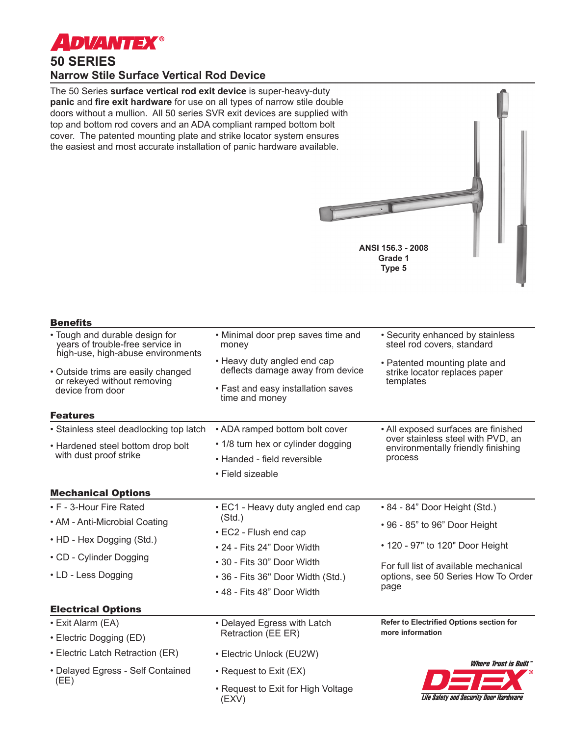# ADVANTEX®

## 50 SERIES

### Narrow Stile Surface Vertical Rod Device

The 50 Series **surface vertical rod exit device** is super-heavy-duty **panic** and **fire exit hardware** for use on all types of narrow stile double doors without a mullion. All 50 series SVR exit devices are supplied with top and bottom rod covers and an ADA compliant ramped bottom bolt cover. The patented mounting plate and strike locator system ensures the easiest and most accurate installation of panic hardware available.

**ANSI 156.3 - 2008**
**Grade 1**
**Type 5**

### Benefits

- Tough and durable design for years of trouble-free service in high-use, high-abuse environments
- Outside trims are easily changed or rekeyed without removing device from door
- Minimal door prep saves time and money
- Heavy duty angled end cap deflects damage away from device
- Fast and easy installation saves time and money
- Security enhanced by stainless steel rod covers, standard
- Patented mounting plate and strike locator replaces paper templates

### Features

- Stainless steel deadlocking top latch
- Hardened steel bottom drop bolt with dust proof strike
- ADA ramped bottom bolt cover
- 1/8 turn hex or cylinder dogging
- Handed - field reversible
- Field sizeable
- All exposed surfaces are finished over stainless steel with PVD, an environmentally friendly finishing process

### Mechanical Options

- F - 3-Hour Fire Rated
- AM - Anti-Microbial Coating
- HD - Hex Dogging (Std.)
- CD - Cylinder Dogging
- LD - Less Dogging
- EC1 - Heavy duty angled end cap (Std.)
- EC2 - Flush end cap
- 24 - Fits 24" Door Width
- 30 - Fits 30" Door Width
- 36 - Fits 36" Door Width (Std.)
- 48 - Fits 48" Door Width
- 84 - 84" Door Height (Std.)
- 96 - 85" to 96" Door Height
- 120 - 97" to 120" Door Height

For full list of available mechanical options, see 50 Series How To Order page

### Electrical Options

- Exit Alarm (EA)
- Electric Dogging (ED)
- Electric Latch Retraction (ER)
- Delayed Egress - Self Contained (EE)
- Delayed Egress with Latch Retraction (EE ER)
- Electric Unlock (EU2W)
- Request to Exit (EX)
- Request to Exit for High Voltage (EXV)

**Refer to Electrified Options section for more information**

*Where Trust is Built™*
**DETEX®**
*Life Safety and Security Door Hardware*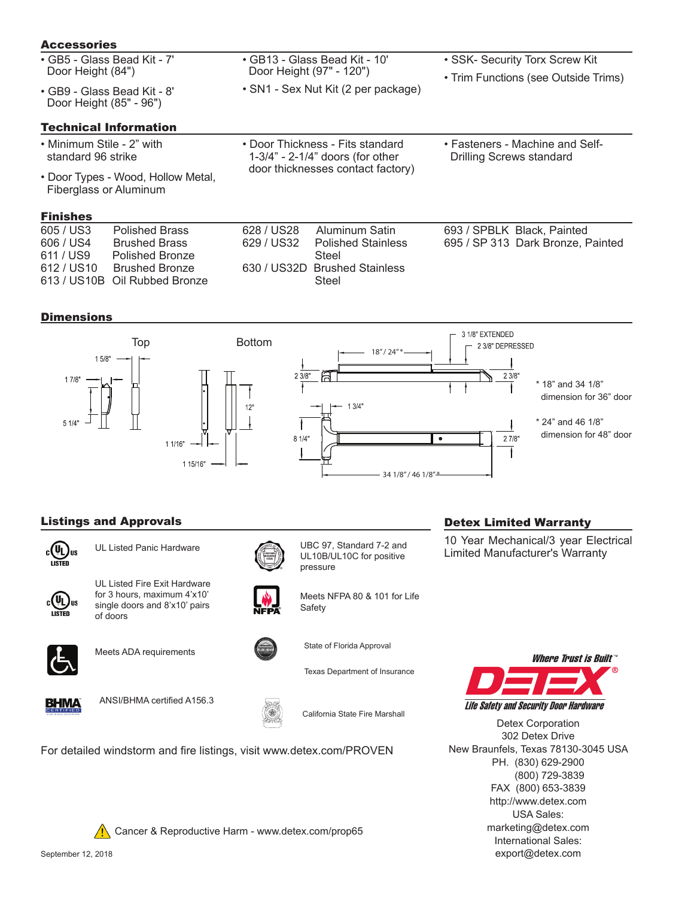## Accessories

- GB5 - Glass Bead Kit - 7' Door Height (84")
- GB9 - Glass Bead Kit - 8' Door Height (85" - 96")
- GB13 - Glass Bead Kit - 10' Door Height (97" - 120")
- SN1 - Sex Nut Kit (2 per package)
- SSK- Security Torx Screw Kit
- Trim Functions (see Outside Trims)

## Technical Information

- Minimum Stile - 2" with standard 96 strike
- Door Types - Wood, Hollow Metal, Fiberglass or Aluminum
- Door Thickness - Fits standard 1-3/4" - 2-1/4" doors (for other door thicknesses contact factory)
- Fasteners - Machine and Self-Drilling Screws standard

## Finishes

| | | | | | |
|---|---|---|---|---|---|
| 605 / US3 | Polished Brass | 628 / US28 | Aluminum Satin | 693 / SPBLK | Black, Painted |
| 606 / US4 | Brushed Brass | 629 / US32 | Polished Stainless Steel | 695 / SP 313 | Dark Bronze, Painted |
| 611 / US9 | Polished Bronze | 630 / US32D | Brushed Stainless Steel | | |
| 612 / US10 | Brushed Bronze | | | | |
| 613 / US10B | Oil Rubbed Bronze | | | | |

## Dimensions

Top

1 5/8"

1 7/8"

5 1/4"

Bottom

12"

1 1/16"

1 15/16"

18" / 24"*

3 1/8" EXTENDED

2 3/8" DEPRESSED

2 3/8"

2 3/8"

1 3/4"

8 1/4"

2 7/8"

34 1/8" / 46 1/8"*

* 18" and 34 1/8" dimension for 36" door

* 24" and 46 1/8" dimension for 48" door

## Listings and Approvals

- UL Listed Panic Hardware
- UL Listed Fire Exit Hardware for 3 hours, maximum 4'x10' single doors and 8'x10' pairs of doors
- Meets ADA requirements
- ANSI/BHMA certified A156.3
- UBC 97, Standard 7-2 and UL10B/UL10C for positive pressure
- Meets NFPA 80 & 101 for Life Safety
- State of Florida Approval
- Texas Department of Insurance
- California State Fire Marshall

For detailed windstorm and fire listings, visit www.detex.com/PROVEN

## Detex Limited Warranty

10 Year Mechanical/3 year Electrical Limited Manufacturer's Warranty

*Where Trust is Built™*

DETEX®

*Life Safety and Security Door Hardware*

Detex Corporation
302 Detex Drive
New Braunfels, Texas 78130-3045 USA
PH. (830) 629-2900
(800) 729-3839
FAX (800) 653-3839
http://www.detex.com
USA Sales:
marketing@detex.com
International Sales:
export@detex.com

Cancer & Reproductive Harm - www.detex.com/prop65

September 12, 2018